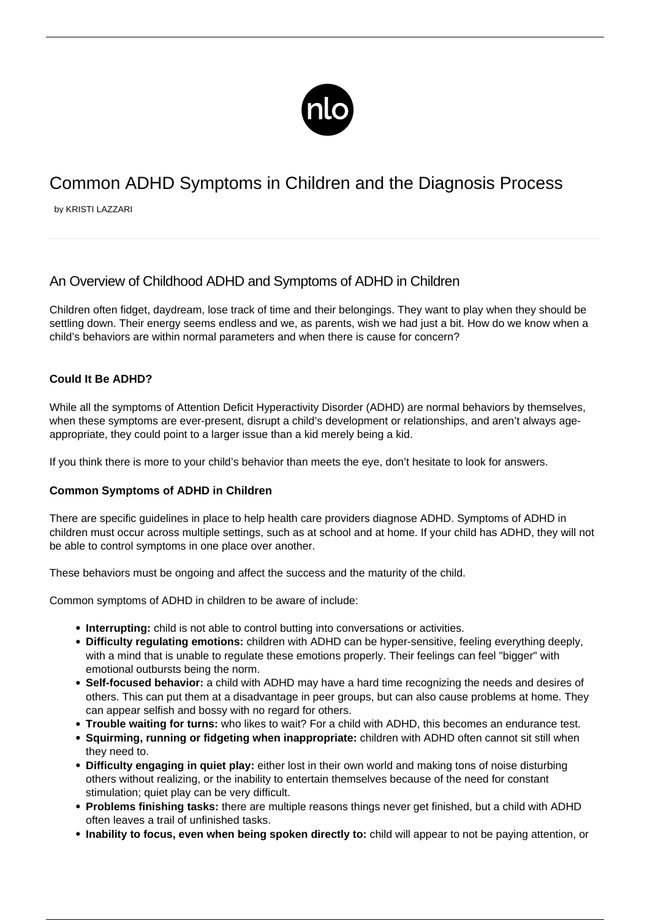# Common ADHD Symptoms in Children and the Diagnosis Process

by KRISTI LAZZARI

## An Overview of Childhood ADHD and Symptoms of ADHD in Children

Children often fidget, daydream, lose track of time and their belongings. They want to play when they should be settling down. Their energy seems endless and we, as parents, wish we had just a bit. How do we know when a child's behaviors are within normal parameters and when there is cause for concern?

### Could It Be ADHD?

While all the symptoms of Attention Deficit Hyperactivity Disorder (ADHD) are normal behaviors by themselves, when these symptoms are ever-present, disrupt a child's development or relationships, and aren't always age-appropriate, they could point to a larger issue than a kid merely being a kid.

If you think there is more to your child's behavior than meets the eye, don't hesitate to look for answers.

### Common Symptoms of ADHD in Children

There are specific guidelines in place to help health care providers diagnose ADHD. Symptoms of ADHD in children must occur across multiple settings, such as at school and at home. If your child has ADHD, they will not be able to control symptoms in one place over another.

These behaviors must be ongoing and affect the success and the maturity of the child.

Common symptoms of ADHD in children to be aware of include:

- **Interrupting:** child is not able to control butting into conversations or activities.
- **Difficulty regulating emotions:** children with ADHD can be hyper-sensitive, feeling everything deeply, with a mind that is unable to regulate these emotions properly. Their feelings can feel "bigger" with emotional outbursts being the norm.
- **Self-focused behavior:** a child with ADHD may have a hard time recognizing the needs and desires of others. This can put them at a disadvantage in peer groups, but can also cause problems at home. They can appear selfish and bossy with no regard for others.
- **Trouble waiting for turns:** who likes to wait? For a child with ADHD, this becomes an endurance test.
- **Squirming, running or fidgeting when inappropriate:** children with ADHD often cannot sit still when they need to.
- **Difficulty engaging in quiet play:** either lost in their own world and making tons of noise disturbing others without realizing, or the inability to entertain themselves because of the need for constant stimulation; quiet play can be very difficult.
- **Problems finishing tasks:** there are multiple reasons things never get finished, but a child with ADHD often leaves a trail of unfinished tasks.
- **Inability to focus, even when being spoken directly to:** child will appear to not be paying attention, or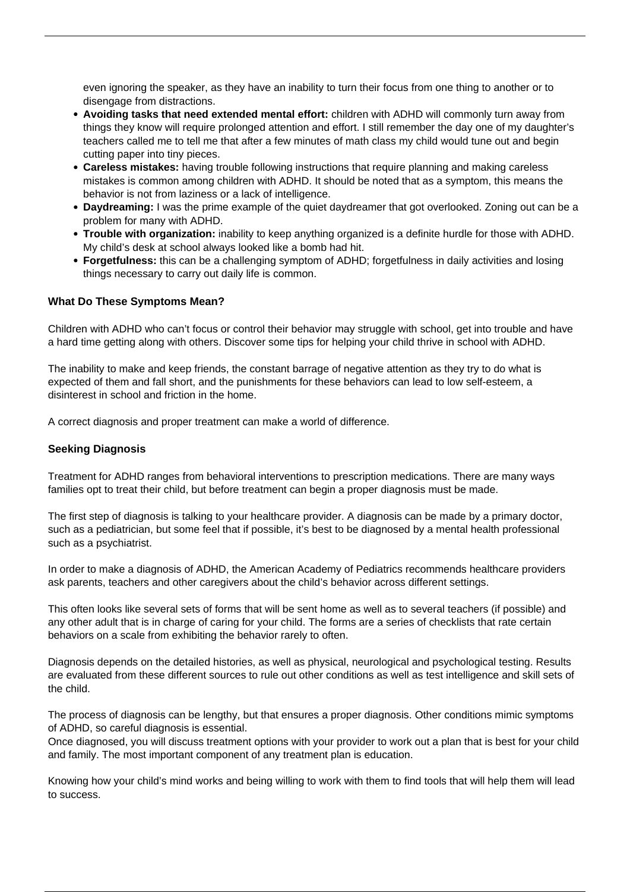even ignoring the speaker, as they have an inability to turn their focus from one thing to another or to disengage from distractions.

- **Avoiding tasks that need extended mental effort:** children with ADHD will commonly turn away from things they know will require prolonged attention and effort. I still remember the day one of my daughter's teachers called me to tell me that after a few minutes of math class my child would tune out and begin cutting paper into tiny pieces.
- **Careless mistakes:** having trouble following instructions that require planning and making careless mistakes is common among children with ADHD. It should be noted that as a symptom, this means the behavior is not from laziness or a lack of intelligence.
- **Daydreaming:** I was the prime example of the quiet daydreamer that got overlooked. Zoning out can be a problem for many with ADHD.
- **Trouble with organization:** inability to keep anything organized is a definite hurdle for those with ADHD. My child's desk at school always looked like a bomb had hit.
- **Forgetfulness:** this can be a challenging symptom of ADHD; forgetfulness in daily activities and losing things necessary to carry out daily life is common.

### What Do These Symptoms Mean?

Children with ADHD who can't focus or control their behavior may struggle with school, get into trouble and have a hard time getting along with others. Discover some tips for helping your child thrive in school with ADHD.

The inability to make and keep friends, the constant barrage of negative attention as they try to do what is expected of them and fall short, and the punishments for these behaviors can lead to low self-esteem, a disinterest in school and friction in the home.

A correct diagnosis and proper treatment can make a world of difference.

### Seeking Diagnosis

Treatment for ADHD ranges from behavioral interventions to prescription medications. There are many ways families opt to treat their child, but before treatment can begin a proper diagnosis must be made.

The first step of diagnosis is talking to your healthcare provider. A diagnosis can be made by a primary doctor, such as a pediatrician, but some feel that if possible, it's best to be diagnosed by a mental health professional such as a psychiatrist.

In order to make a diagnosis of ADHD, the American Academy of Pediatrics recommends healthcare providers ask parents, teachers and other caregivers about the child's behavior across different settings.

This often looks like several sets of forms that will be sent home as well as to several teachers (if possible) and any other adult that is in charge of caring for your child. The forms are a series of checklists that rate certain behaviors on a scale from exhibiting the behavior rarely to often.

Diagnosis depends on the detailed histories, as well as physical, neurological and psychological testing. Results are evaluated from these different sources to rule out other conditions as well as test intelligence and skill sets of the child.

The process of diagnosis can be lengthy, but that ensures a proper diagnosis. Other conditions mimic symptoms of ADHD, so careful diagnosis is essential.
Once diagnosed, you will discuss treatment options with your provider to work out a plan that is best for your child and family. The most important component of any treatment plan is education.

Knowing how your child's mind works and being willing to work with them to find tools that will help them will lead to success.